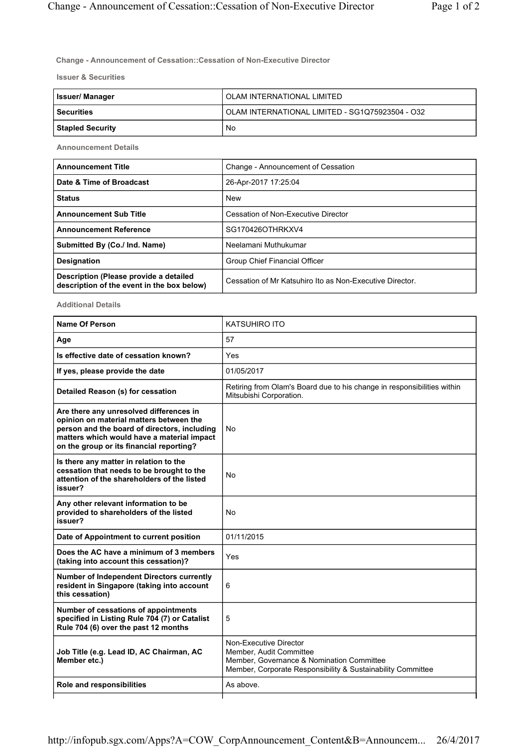**Change - Announcement of Cessation::Cessation of Non-Executive Director**

**Issuer & Securities**

| Issuer/ Manager | OLAM INTERNATIONAL LIMITED |
|---|---|
| Securities | OLAM INTERNATIONAL LIMITED - SG1Q75923504 - O32 |
| Stapled Security | No |

**Announcement Details**

| Announcement Title | Change - Announcement of Cessation |
|---|---|
| Date & Time of Broadcast | 26-Apr-2017 17:25:04 |
| Status | New |
| Announcement Sub Title | Cessation of Non-Executive Director |
| Announcement Reference | SG170426OTHRKXV4 |
| Submitted By (Co./ Ind. Name) | Neelamani Muthukumar |
| Designation | Group Chief Financial Officer |
| Description (Please provide a detailed description of the event in the box below) | Cessation of Mr Katsuhiro Ito as Non-Executive Director. |

**Additional Details**

| Name Of Person | KATSUHIRO ITO |
|---|---|
| Age | 57 |
| Is effective date of cessation known? | Yes |
| If yes, please provide the date | 01/05/2017 |
| Detailed Reason (s) for cessation | Retiring from Olam's Board due to his change in responsibilities within Mitsubishi Corporation. |
| Are there any unresolved differences in opinion on material matters between the person and the board of directors, including matters which would have a material impact on the group or its financial reporting? | No |
| Is there any matter in relation to the cessation that needs to be brought to the attention of the shareholders of the listed issuer? | No |
| Any other relevant information to be provided to shareholders of the listed issuer? | No |
| Date of Appointment to current position | 01/11/2015 |
| Does the AC have a minimum of 3 members (taking into account this cessation)? | Yes |
| Number of Independent Directors currently resident in Singapore (taking into account this cessation) | 6 |
| Number of cessations of appointments specified in Listing Rule 704 (7) or Catalist Rule 704 (6) over the past 12 months | 5 |
| Job Title (e.g. Lead ID, AC Chairman, AC Member etc.) | Non-Executive Director<br>Member, Audit Committee<br>Member, Governance & Nomination Committee<br>Member, Corporate Responsibility & Sustainability Committee |
| Role and responsibilities | As above. |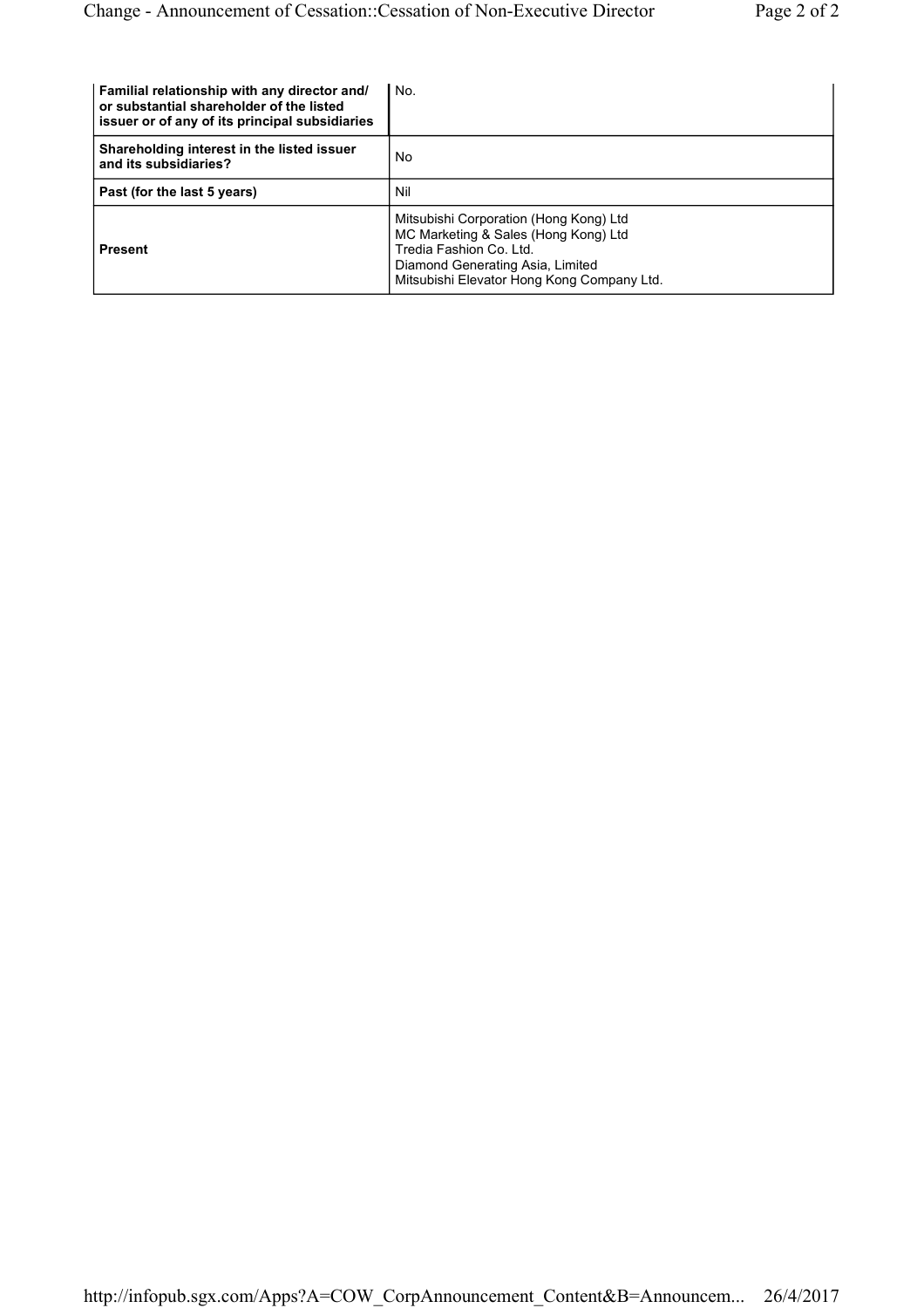| | |
|---|---|
| **Familial relationship with any director and/ or substantial shareholder of the listed issuer or of any of its principal subsidiaries** | No. |
| **Shareholding interest in the listed issuer and its subsidiaries?** | No |
| **Past (for the last 5 years)** | Nil |
| **Present** | Mitsubishi Corporation (Hong Kong) Ltd<br>MC Marketing & Sales (Hong Kong) Ltd<br>Tredia Fashion Co. Ltd.<br>Diamond Generating Asia, Limited<br>Mitsubishi Elevator Hong Kong Company Ltd. |